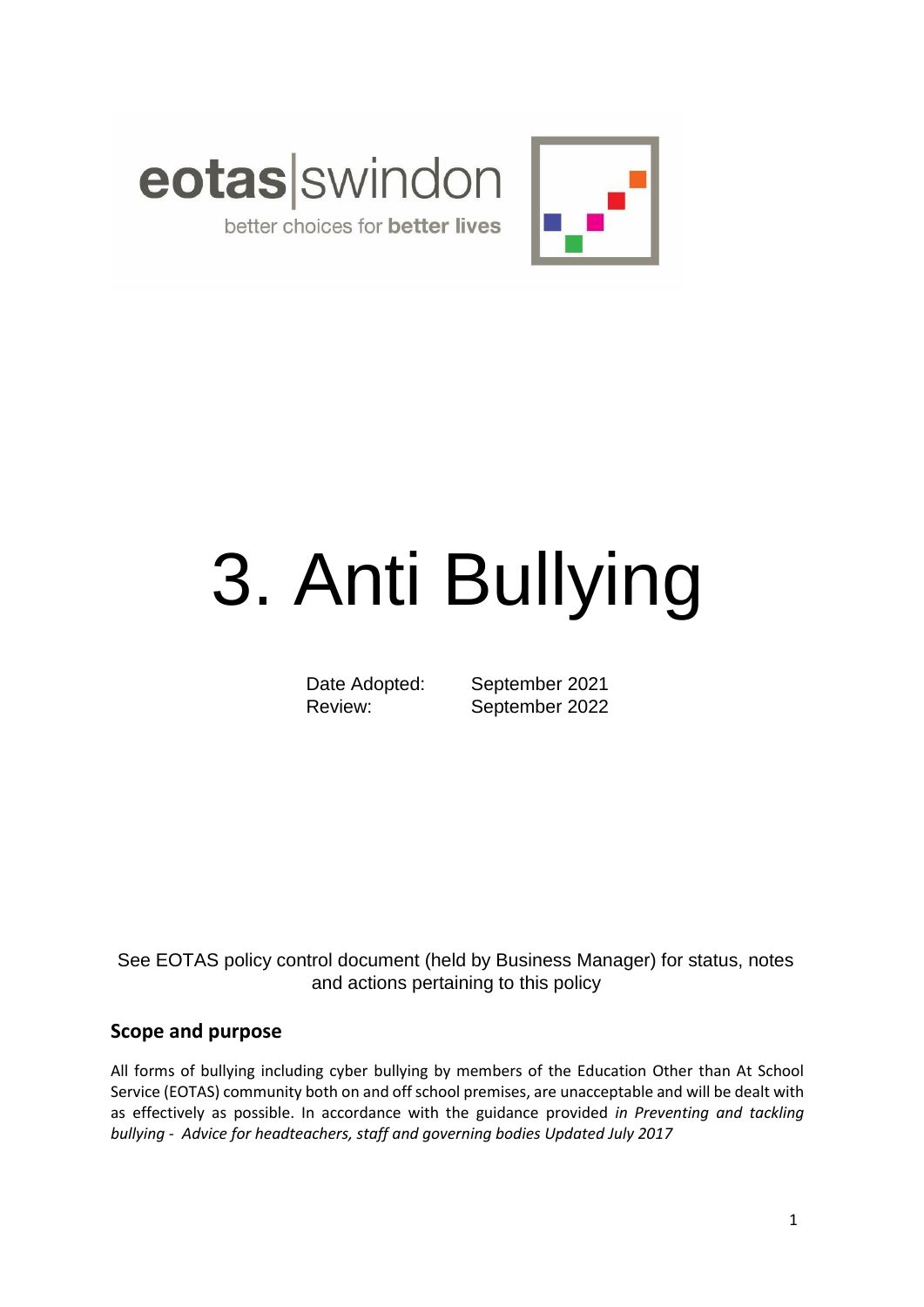eotas|swindon

better choices for **better lives**

# 3. Anti Bullying

Date Adopted: September 2021
Review: September 2022

See EOTAS policy control document (held by Business Manager) for status, notes and actions pertaining to this policy

## Scope and purpose

All forms of bullying including cyber bullying by members of the Education Other than At School Service (EOTAS) community both on and off school premises, are unacceptable and will be dealt with as effectively as possible. In accordance with the guidance provided *in Preventing and tackling bullying - Advice for headteachers, staff and governing bodies Updated July 2017*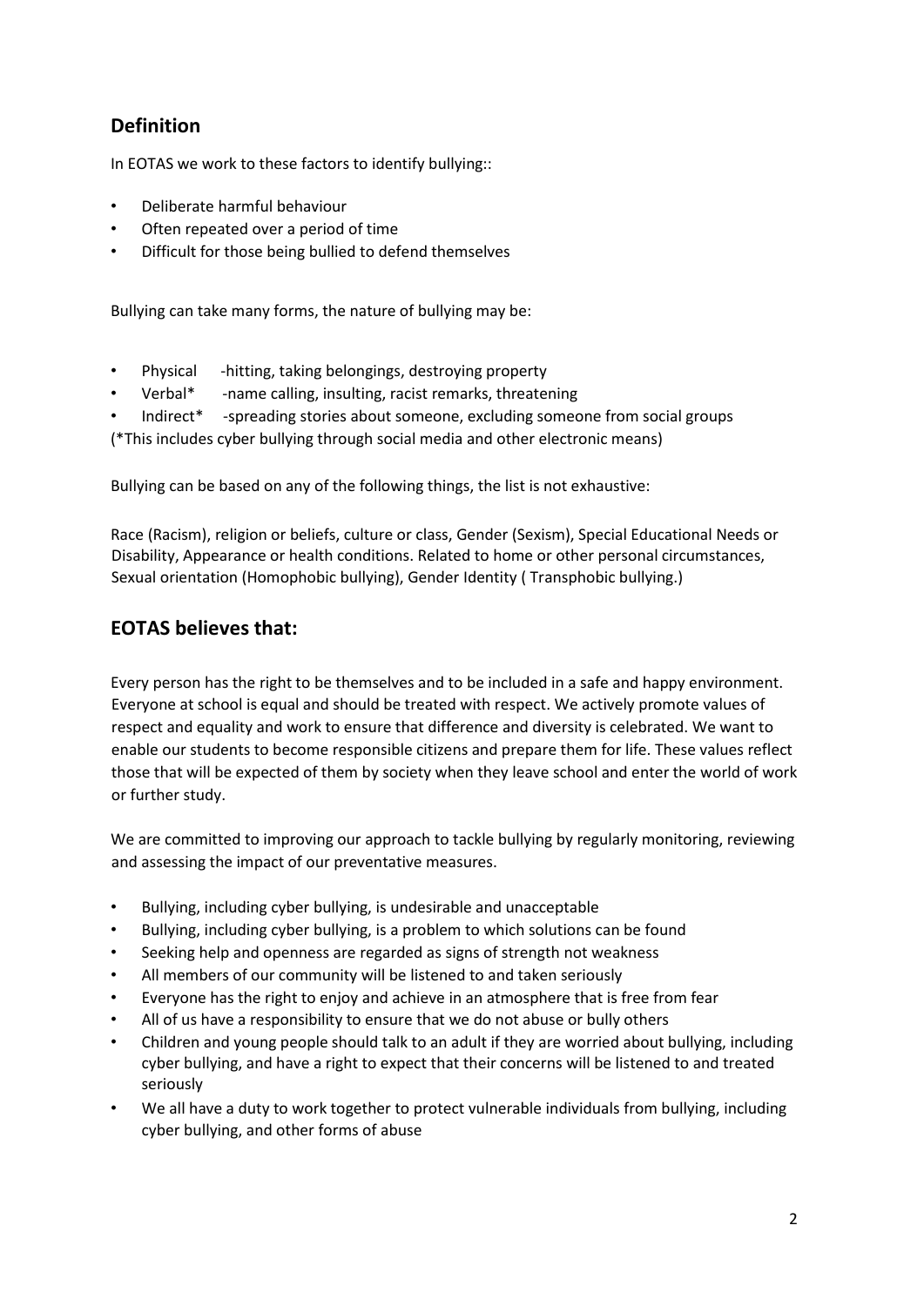## Definition

In EOTAS we work to these factors to identify bullying::

- Deliberate harmful behaviour
- Often repeated over a period of time
- Difficult for those being bullied to defend themselves

Bullying can take many forms, the nature of bullying may be:

- Physical -hitting, taking belongings, destroying property
- Verbal* -name calling, insulting, racist remarks, threatening
- Indirect* -spreading stories about someone, excluding someone from social groups

(*This includes cyber bullying through social media and other electronic means)

Bullying can be based on any of the following things, the list is not exhaustive:

Race (Racism), religion or beliefs, culture or class, Gender (Sexism), Special Educational Needs or Disability, Appearance or health conditions. Related to home or other personal circumstances, Sexual orientation (Homophobic bullying), Gender Identity ( Transphobic bullying.)

## EOTAS believes that:

Every person has the right to be themselves and to be included in a safe and happy environment. Everyone at school is equal and should be treated with respect. We actively promote values of respect and equality and work to ensure that difference and diversity is celebrated. We want to enable our students to become responsible citizens and prepare them for life. These values reflect those that will be expected of them by society when they leave school and enter the world of work or further study.

We are committed to improving our approach to tackle bullying by regularly monitoring, reviewing and assessing the impact of our preventative measures.

- Bullying, including cyber bullying, is undesirable and unacceptable
- Bullying, including cyber bullying, is a problem to which solutions can be found
- Seeking help and openness are regarded as signs of strength not weakness
- All members of our community will be listened to and taken seriously
- Everyone has the right to enjoy and achieve in an atmosphere that is free from fear
- All of us have a responsibility to ensure that we do not abuse or bully others
- Children and young people should talk to an adult if they are worried about bullying, including cyber bullying, and have a right to expect that their concerns will be listened to and treated seriously
- We all have a duty to work together to protect vulnerable individuals from bullying, including cyber bullying, and other forms of abuse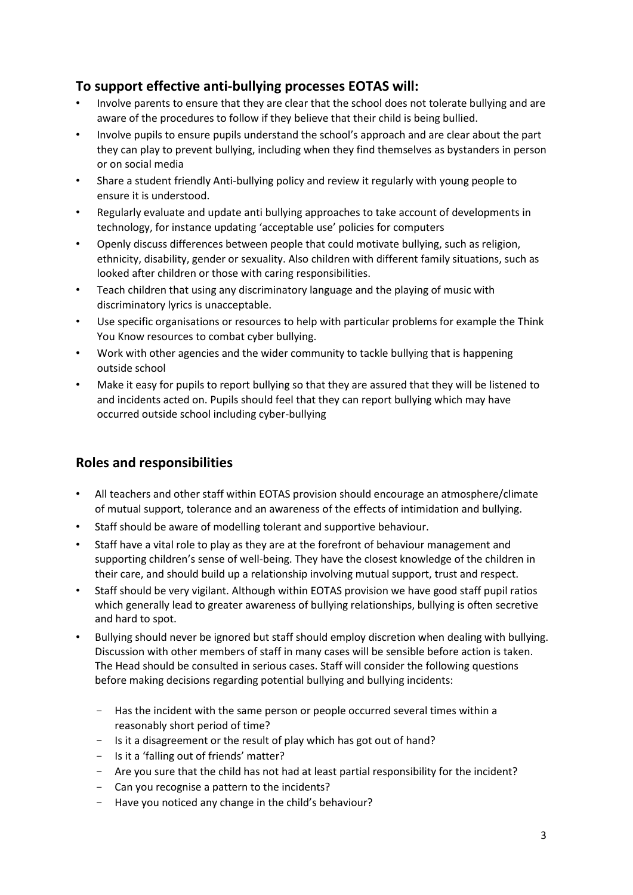## To support effective anti-bullying processes EOTAS will:

- Involve parents to ensure that they are clear that the school does not tolerate bullying and are aware of the procedures to follow if they believe that their child is being bullied.
- Involve pupils to ensure pupils understand the school's approach and are clear about the part they can play to prevent bullying, including when they find themselves as bystanders in person or on social media
- Share a student friendly Anti-bullying policy and review it regularly with young people to ensure it is understood.
- Regularly evaluate and update anti bullying approaches to take account of developments in technology, for instance updating 'acceptable use' policies for computers
- Openly discuss differences between people that could motivate bullying, such as religion, ethnicity, disability, gender or sexuality. Also children with different family situations, such as looked after children or those with caring responsibilities.
- Teach children that using any discriminatory language and the playing of music with discriminatory lyrics is unacceptable.
- Use specific organisations or resources to help with particular problems for example the Think You Know resources to combat cyber bullying.
- Work with other agencies and the wider community to tackle bullying that is happening outside school
- Make it easy for pupils to report bullying so that they are assured that they will be listened to and incidents acted on. Pupils should feel that they can report bullying which may have occurred outside school including cyber-bullying

## Roles and responsibilities

- All teachers and other staff within EOTAS provision should encourage an atmosphere/climate of mutual support, tolerance and an awareness of the effects of intimidation and bullying.
- Staff should be aware of modelling tolerant and supportive behaviour.
- Staff have a vital role to play as they are at the forefront of behaviour management and supporting children's sense of well-being. They have the closest knowledge of the children in their care, and should build up a relationship involving mutual support, trust and respect.
- Staff should be very vigilant. Although within EOTAS provision we have good staff pupil ratios which generally lead to greater awareness of bullying relationships, bullying is often secretive and hard to spot.
- Bullying should never be ignored but staff should employ discretion when dealing with bullying. Discussion with other members of staff in many cases will be sensible before action is taken. The Head should be consulted in serious cases. Staff will consider the following questions before making decisions regarding potential bullying and bullying incidents:
  - Has the incident with the same person or people occurred several times within a reasonably short period of time?
  - Is it a disagreement or the result of play which has got out of hand?
  - Is it a 'falling out of friends' matter?
  - Are you sure that the child has not had at least partial responsibility for the incident?
  - Can you recognise a pattern to the incidents?
  - Have you noticed any change in the child's behaviour?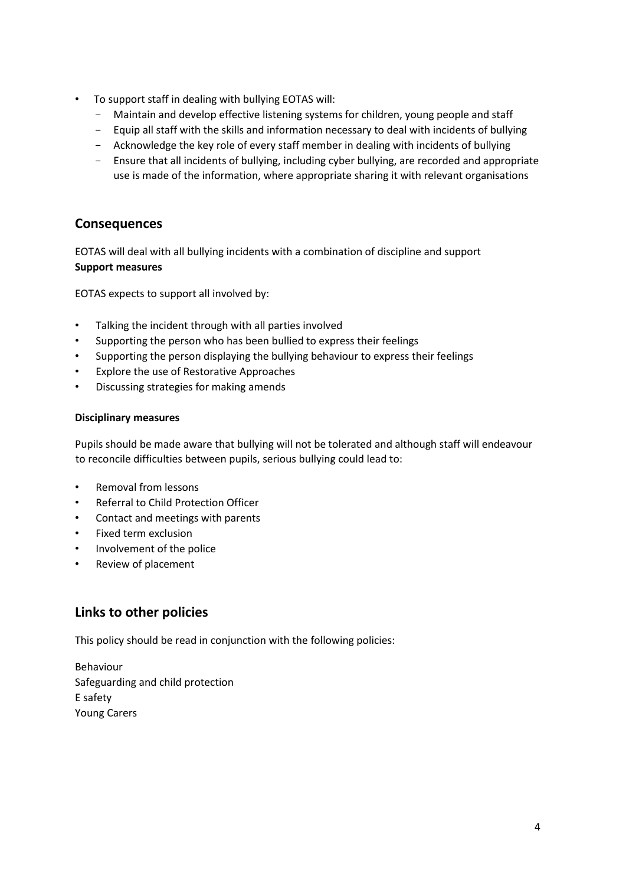- To support staff in dealing with bullying EOTAS will:
  - Maintain and develop effective listening systems for children, young people and staff
  - Equip all staff with the skills and information necessary to deal with incidents of bullying
  - Acknowledge the key role of every staff member in dealing with incidents of bullying
  - Ensure that all incidents of bullying, including cyber bullying, are recorded and appropriate use is made of the information, where appropriate sharing it with relevant organisations

## Consequences

EOTAS will deal with all bullying incidents with a combination of discipline and support

**Support measures**

EOTAS expects to support all involved by:

- Talking the incident through with all parties involved
- Supporting the person who has been bullied to express their feelings
- Supporting the person displaying the bullying behaviour to express their feelings
- Explore the use of Restorative Approaches
- Discussing strategies for making amends

**Disciplinary measures**

Pupils should be made aware that bullying will not be tolerated and although staff will endeavour to reconcile difficulties between pupils, serious bullying could lead to:

- Removal from lessons
- Referral to Child Protection Officer
- Contact and meetings with parents
- Fixed term exclusion
- Involvement of the police
- Review of placement

## Links to other policies

This policy should be read in conjunction with the following policies:

Behaviour
Safeguarding and child protection
E safety
Young Carers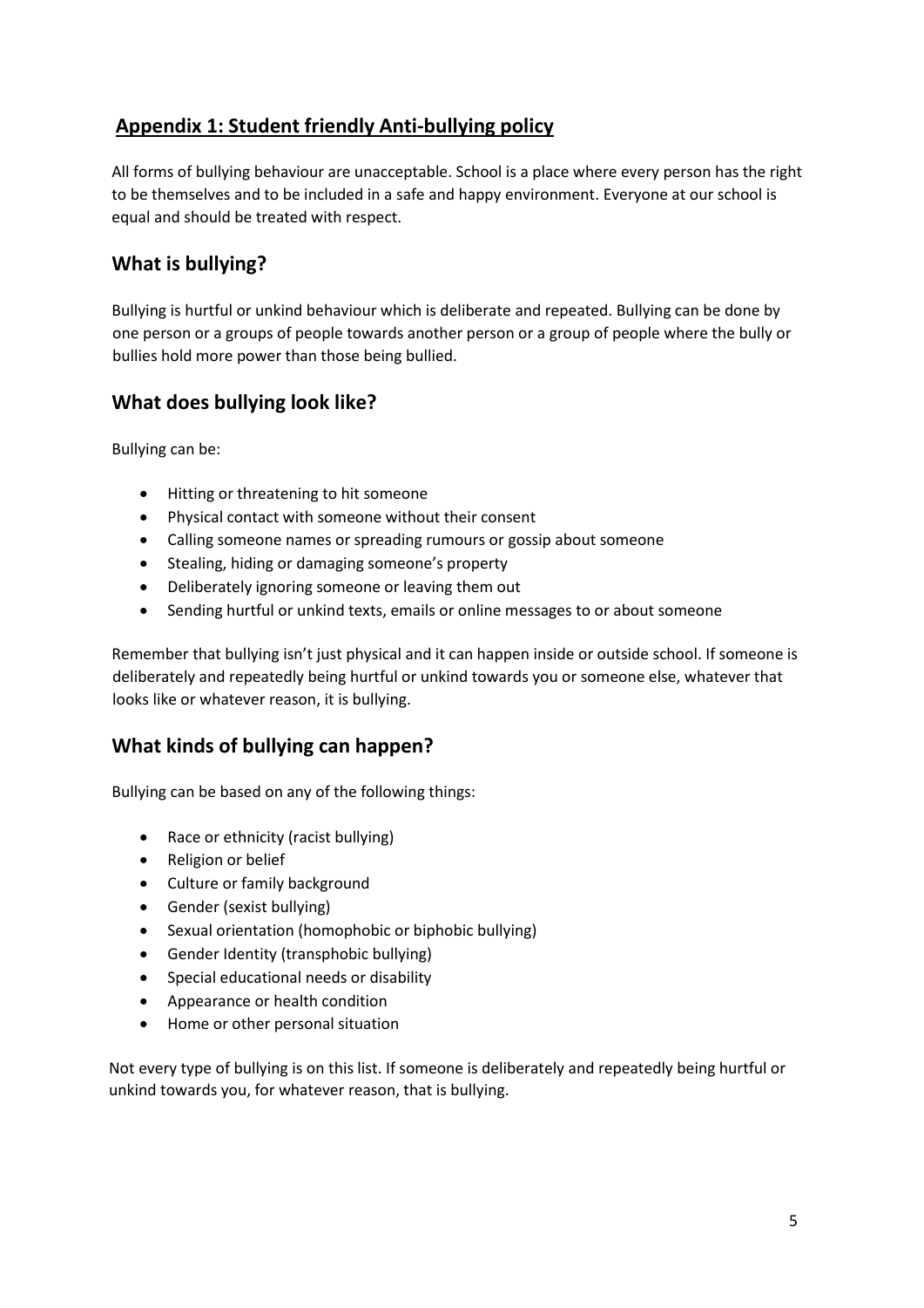## **Appendix 1: Student friendly Anti-bullying policy**

All forms of bullying behaviour are unacceptable. School is a place where every person has the right to be themselves and to be included in a safe and happy environment. Everyone at our school is equal and should be treated with respect.

## What is bullying?

Bullying is hurtful or unkind behaviour which is deliberate and repeated. Bullying can be done by one person or a groups of people towards another person or a group of people where the bully or bullies hold more power than those being bullied.

## What does bullying look like?

Bullying can be:

- Hitting or threatening to hit someone
- Physical contact with someone without their consent
- Calling someone names or spreading rumours or gossip about someone
- Stealing, hiding or damaging someone's property
- Deliberately ignoring someone or leaving them out
- Sending hurtful or unkind texts, emails or online messages to or about someone

Remember that bullying isn't just physical and it can happen inside or outside school. If someone is deliberately and repeatedly being hurtful or unkind towards you or someone else, whatever that looks like or whatever reason, it is bullying.

## What kinds of bullying can happen?

Bullying can be based on any of the following things:

- Race or ethnicity (racist bullying)
- Religion or belief
- Culture or family background
- Gender (sexist bullying)
- Sexual orientation (homophobic or biphobic bullying)
- Gender Identity (transphobic bullying)
- Special educational needs or disability
- Appearance or health condition
- Home or other personal situation

Not every type of bullying is on this list. If someone is deliberately and repeatedly being hurtful or unkind towards you, for whatever reason, that is bullying.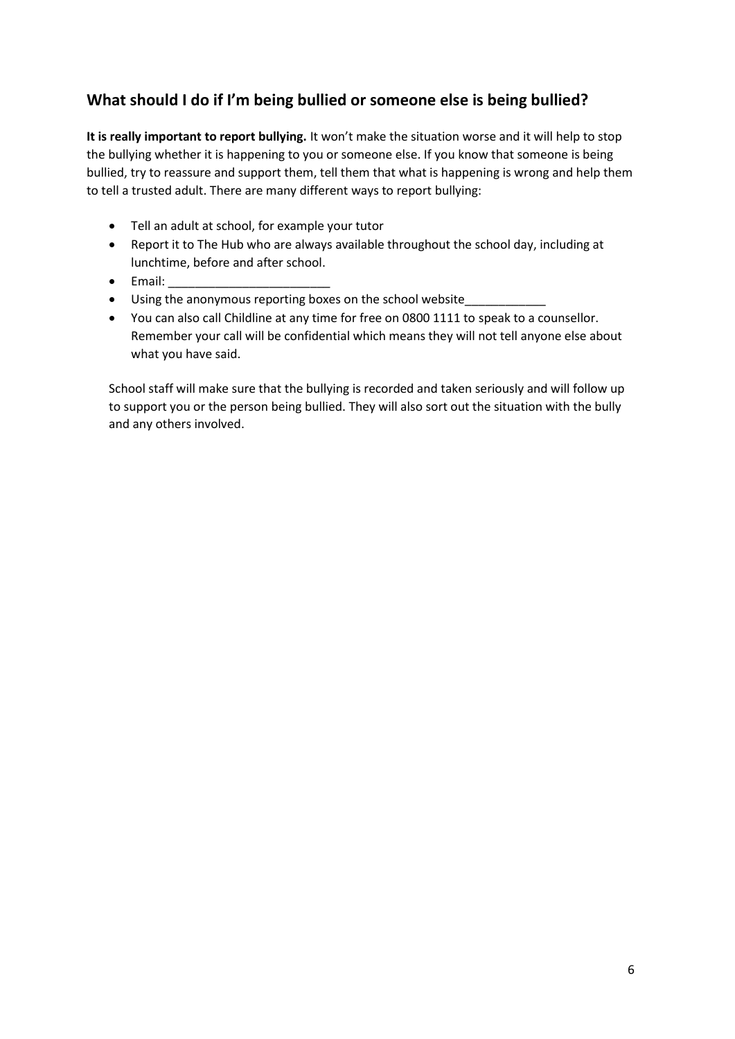## What should I do if I'm being bullied or someone else is being bullied?

**It is really important to report bullying.** It won't make the situation worse and it will help to stop the bullying whether it is happening to you or someone else. If you know that someone is being bullied, try to reassure and support them, tell them that what is happening is wrong and help them to tell a trusted adult. There are many different ways to report bullying:

- Tell an adult at school, for example your tutor
- Report it to The Hub who are always available throughout the school day, including at lunchtime, before and after school.
- Email: ________________________
- Using the anonymous reporting boxes on the school website____________
- You can also call Childline at any time for free on 0800 1111 to speak to a counsellor. Remember your call will be confidential which means they will not tell anyone else about what you have said.

School staff will make sure that the bullying is recorded and taken seriously and will follow up to support you or the person being bullied. They will also sort out the situation with the bully and any others involved.